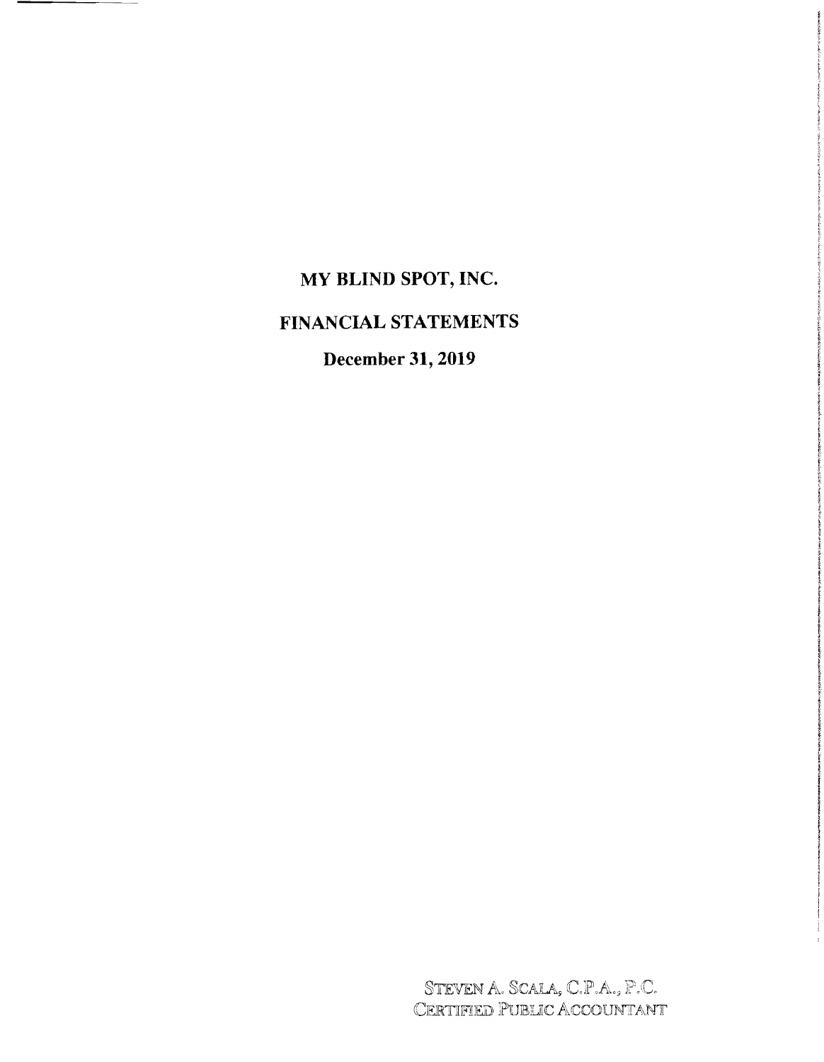# MY BLIND SPOT, INC.

# FINANCIAL STATEMENTS

## December 31, 2019

STEVEN A. SCALA, C.P.A., P.C.
CERTIFIED PUBLIC ACCOUNTANT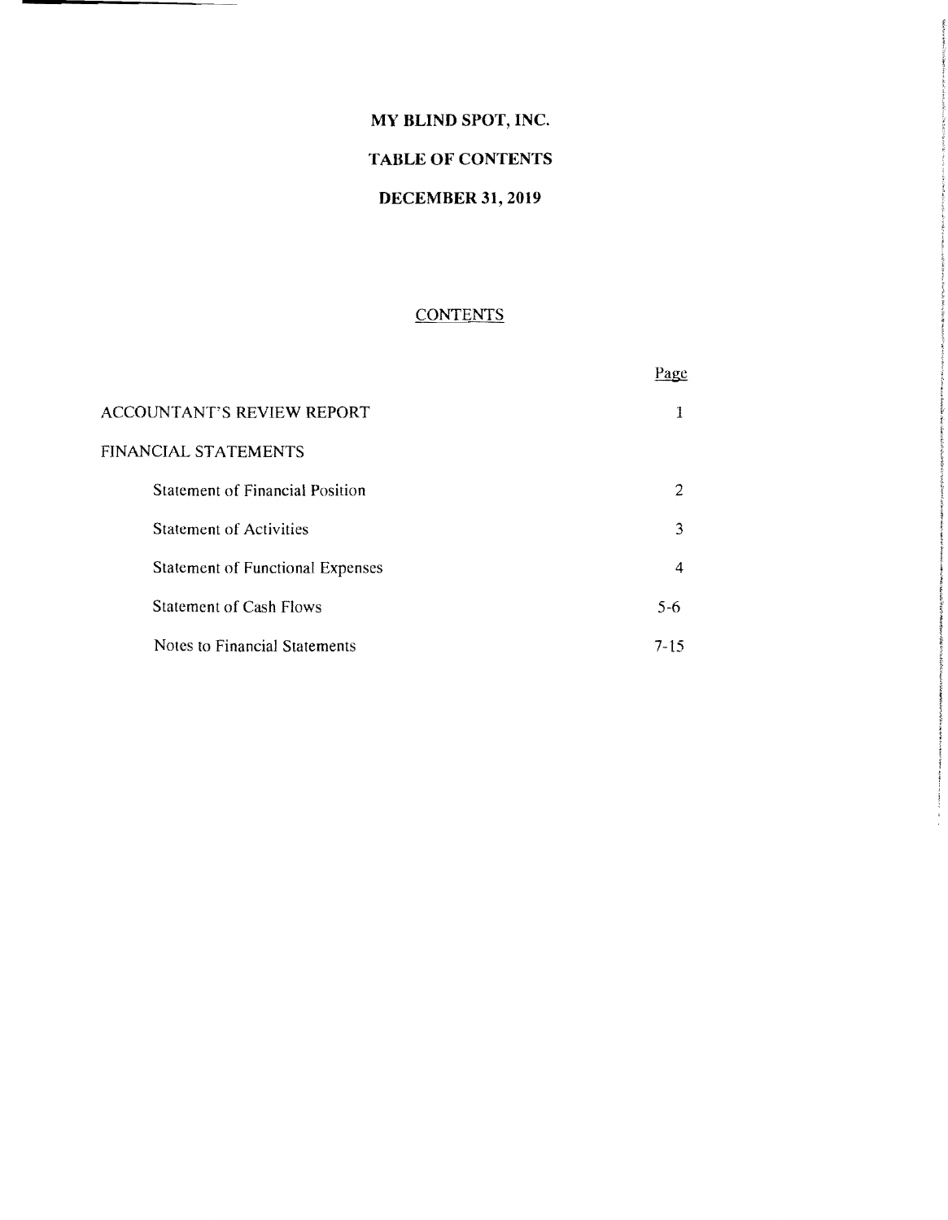# MY BLIND SPOT, INC.

## TABLE OF CONTENTS

## DECEMBER 31, 2019

CONTENTS

| | Page |
|---|---|
| ACCOUNTANT'S REVIEW REPORT | 1 |
| FINANCIAL STATEMENTS | |
| Statement of Financial Position | 2 |
| Statement of Activities | 3 |
| Statement of Functional Expenses | 4 |
| Statement of Cash Flows | 5-6 |
| Notes to Financial Statements | 7-15 |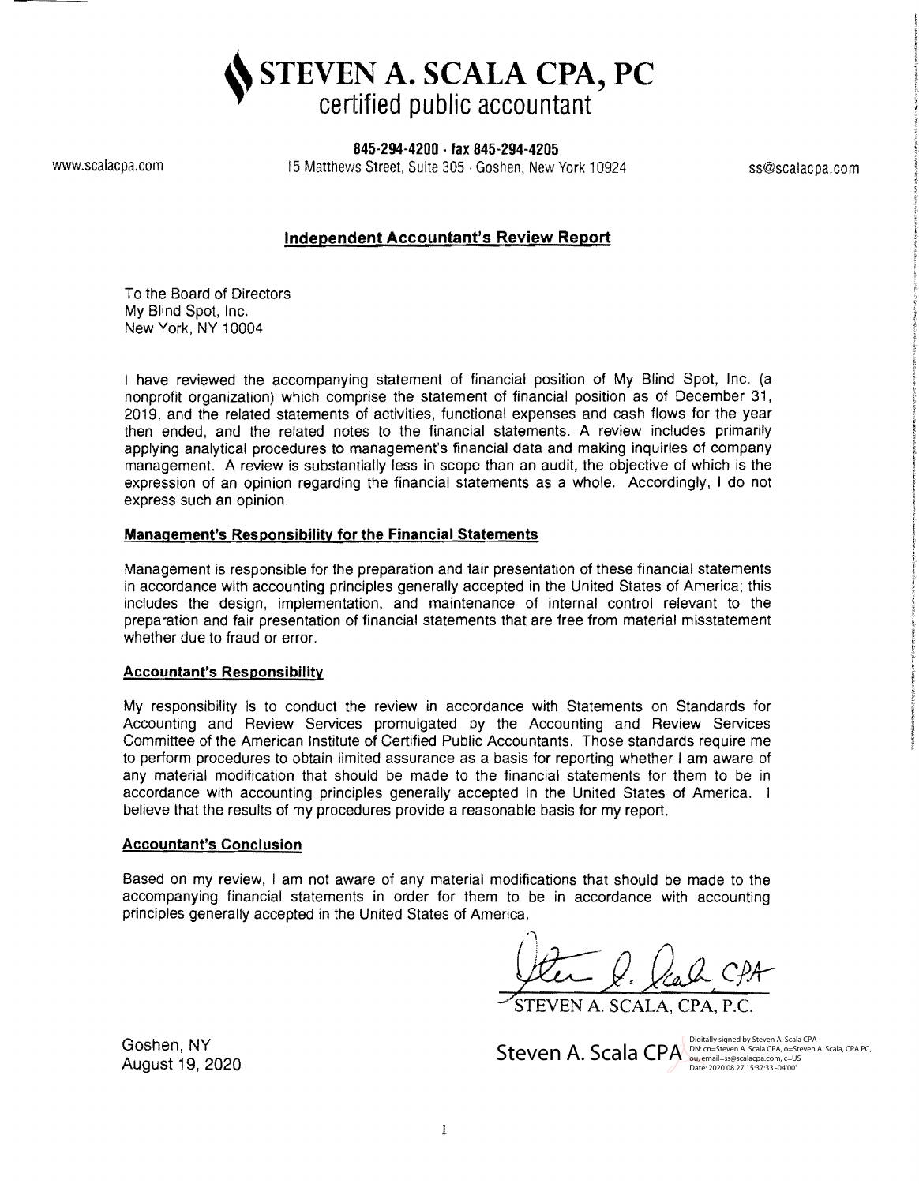# STEVEN A. SCALA CPA, PC

certified public accountant

**845-294-4200 · fax 845-294-4205**

www.scalacpa.com 15 Matthews Street, Suite 305 · Goshen, New York 10924 ss@scalacpa.com

## Independent Accountant's Review Report

To the Board of Directors
My Blind Spot, Inc.
New York, NY 10004

I have reviewed the accompanying statement of financial position of My Blind Spot, Inc. (a nonprofit organization) which comprise the statement of financial position as of December 31, 2019, and the related statements of activities, functional expenses and cash flows for the year then ended, and the related notes to the financial statements. A review includes primarily applying analytical procedures to management's financial data and making inquiries of company management. A review is substantially less in scope than an audit, the objective of which is the expression of an opinion regarding the financial statements as a whole. Accordingly, I do not express such an opinion.

### Management's Responsibility for the Financial Statements

Management is responsible for the preparation and fair presentation of these financial statements in accordance with accounting principles generally accepted in the United States of America; this includes the design, implementation, and maintenance of internal control relevant to the preparation and fair presentation of financial statements that are free from material misstatement whether due to fraud or error.

### Accountant's Responsibility

My responsibility is to conduct the review in accordance with Statements on Standards for Accounting and Review Services promulgated by the Accounting and Review Services Committee of the American Institute of Certified Public Accountants. Those standards require me to perform procedures to obtain limited assurance as a basis for reporting whether I am aware of any material modification that should be made to the financial statements for them to be in accordance with accounting principles generally accepted in the United States of America. I believe that the results of my procedures provide a reasonable basis for my report.

### Accountant's Conclusion

Based on my review, I am not aware of any material modifications that should be made to the accompanying financial statements in order for them to be in accordance with accounting principles generally accepted in the United States of America.

STEVEN A. SCALA, CPA, P.C.

Steven A. Scala CPA
Digitally signed by Steven A. Scala CPA
DN: cn=Steven A. Scala CPA, o=Steven A. Scala, CPA PC, ou, email=ss@scalacpa.com, c=US
Date: 2020.08.27 15:37:33 -04'00'

Goshen, NY
August 19, 2020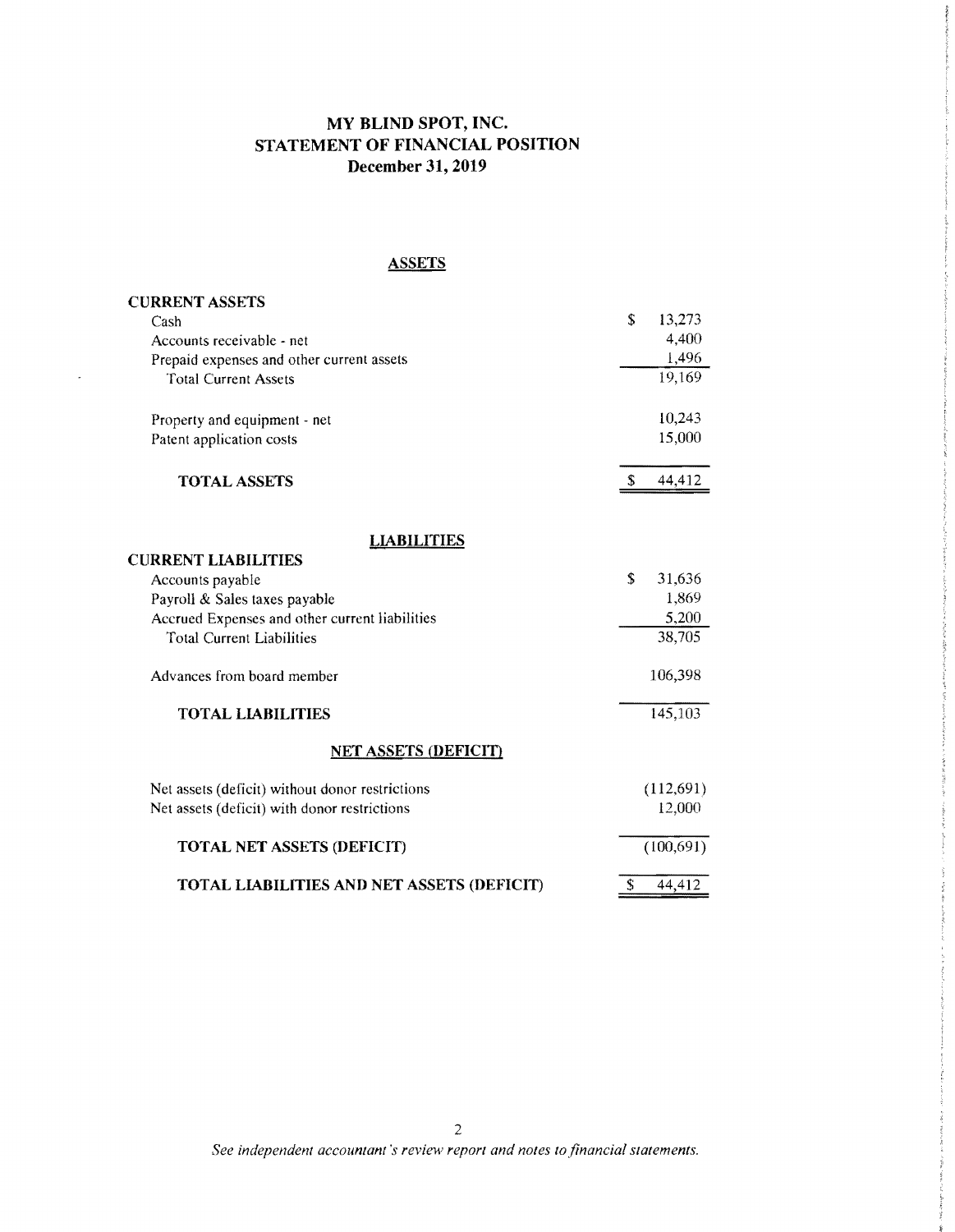# MY BLIND SPOT, INC.
# STATEMENT OF FINANCIAL POSITION
## December 31, 2019

### ASSETS

| | |
|---|---|
| **CURRENT ASSETS** | |
| Cash | $ 13,273 |
| Accounts receivable - net | 4,400 |
| Prepaid expenses and other current assets | 1,496 |
| Total Current Assets | 19,169 |
| | |
| Property and equipment - net | 10,243 |
| Patent application costs | 15,000 |
| | |
| **TOTAL ASSETS** | $ 44,412 |

### LIABILITIES

| | |
|---|---|
| **CURRENT LIABILITIES** | |
| Accounts payable | $ 31,636 |
| Payroll & Sales taxes payable | 1,869 |
| Accrued Expenses and other current liabilities | 5,200 |
| Total Current Liabilities | 38,705 |
| | |
| Advances from board member | 106,398 |
| | |
| **TOTAL LIABILITIES** | 145,103 |

### NET ASSETS (DEFICIT)

| | |
|---|---|
| Net assets (deficit) without donor restrictions | (112,691) |
| Net assets (deficit) with donor restrictions | 12,000 |
| | |
| **TOTAL NET ASSETS (DEFICIT)** | (100,691) |
| | |
| **TOTAL LIABILITIES AND NET ASSETS (DEFICIT)** | $ 44,412 |

*See independent accountant's review report and notes to financial statements.*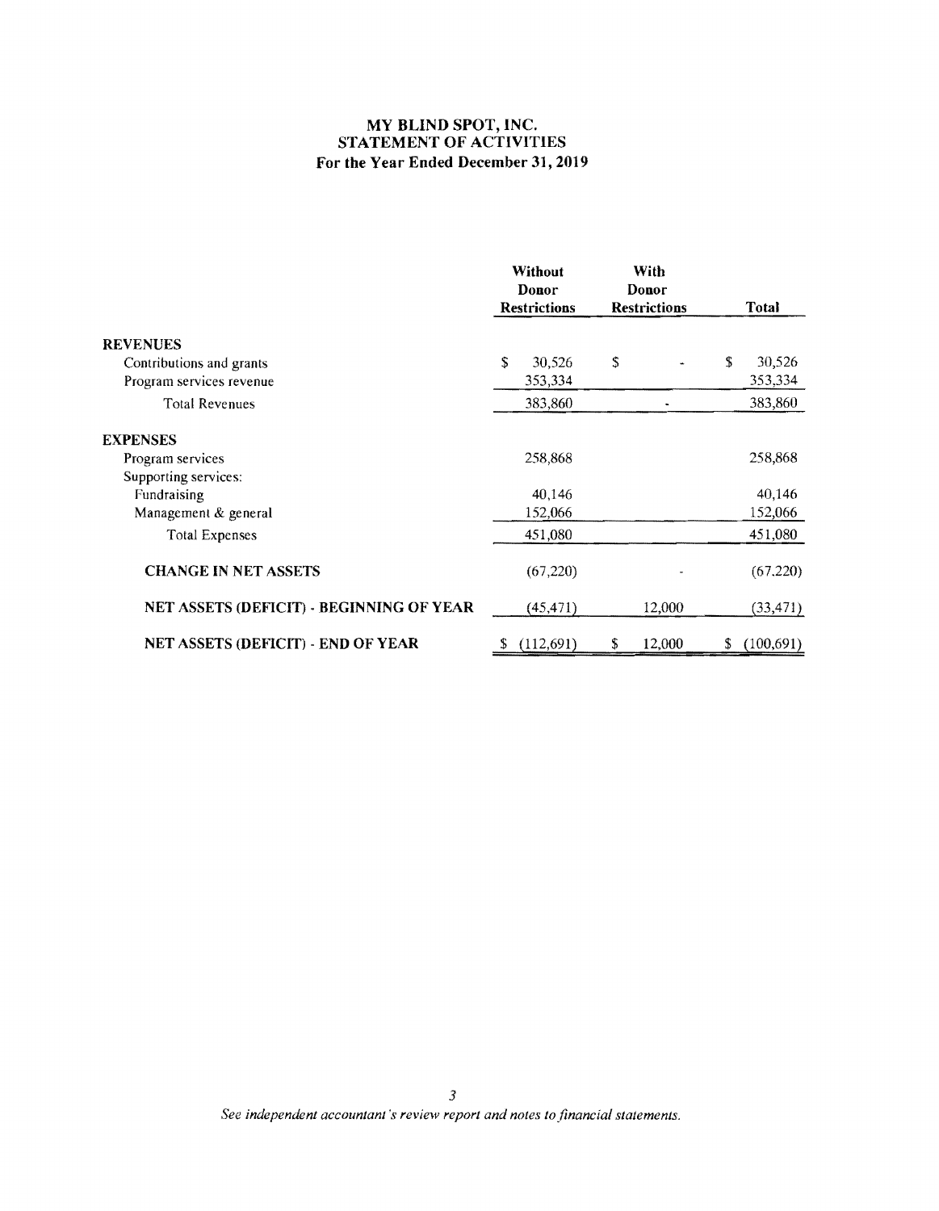# MY BLIND SPOT, INC.
## STATEMENT OF ACTIVITIES
### For the Year Ended December 31, 2019

| | Without Donor Restrictions | With Donor Restrictions | Total |
|---|---|---|---|
| **REVENUES** | | | |
| Contributions and grants | $ 30,526 | $ - | $ 30,526 |
| Program services revenue | 353,334 | | 353,334 |
| Total Revenues | 383,860 | - | 383,860 |
| **EXPENSES** | | | |
| Program services | 258,868 | | 258,868 |
| Supporting services: | | | |
| Fundraising | 40,146 | | 40,146 |
| Management & general | 152,066 | | 152,066 |
| Total Expenses | 451,080 | | 451,080 |
| **CHANGE IN NET ASSETS** | (67,220) | - | (67,220) |
| **NET ASSETS (DEFICIT) - BEGINNING OF YEAR** | (45,471) | 12,000 | (33,471) |
| **NET ASSETS (DEFICIT) - END OF YEAR** | $ (112,691) | $ 12,000 | $ (100,691) |

*See independent accountant's review report and notes to financial statements.*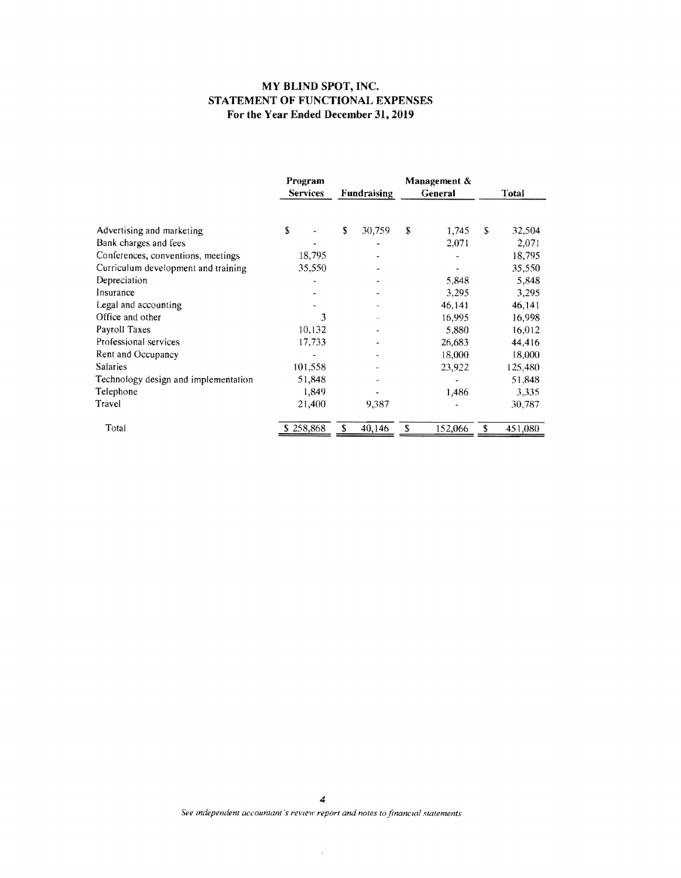# MY BLIND SPOT, INC.
## STATEMENT OF FUNCTIONAL EXPENSES
### For the Year Ended December 31, 2019

| | Program Services | Fundraising | Management & General | Total |
|---|---|---|---|---|
| Advertising and marketing | $ - | $ 30,759 | $ 1,745 | $ 32,504 |
| Bank charges and fees | - | - | 2,071 | 2,071 |
| Conferences, conventions, meetings | 18,795 | - | - | 18,795 |
| Curriculum development and training | 35,550 | - | - | 35,550 |
| Depreciation | - | - | 5,848 | 5,848 |
| Insurance | - | - | 3,295 | 3,295 |
| Legal and accounting | - | - | 46,141 | 46,141 |
| Office and other | 3 | - | 16,995 | 16,998 |
| Payroll Taxes | 10,132 | - | 5,880 | 16,012 |
| Professional services | 17,733 | - | 26,683 | 44,416 |
| Rent and Occupancy | - | - | 18,000 | 18,000 |
| Salaries | 101,558 | - | 23,922 | 125,480 |
| Technology design and implementation | 51,848 | - | - | 51,848 |
| Telephone | 1,849 | - | 1,486 | 3,335 |
| Travel | 21,400 | 9,387 | - | 30,787 |
| Total | $ 258,868 | $ 40,146 | $ 152,066 | $ 451,080 |

*See independent accountant's review report and notes to financial statements.*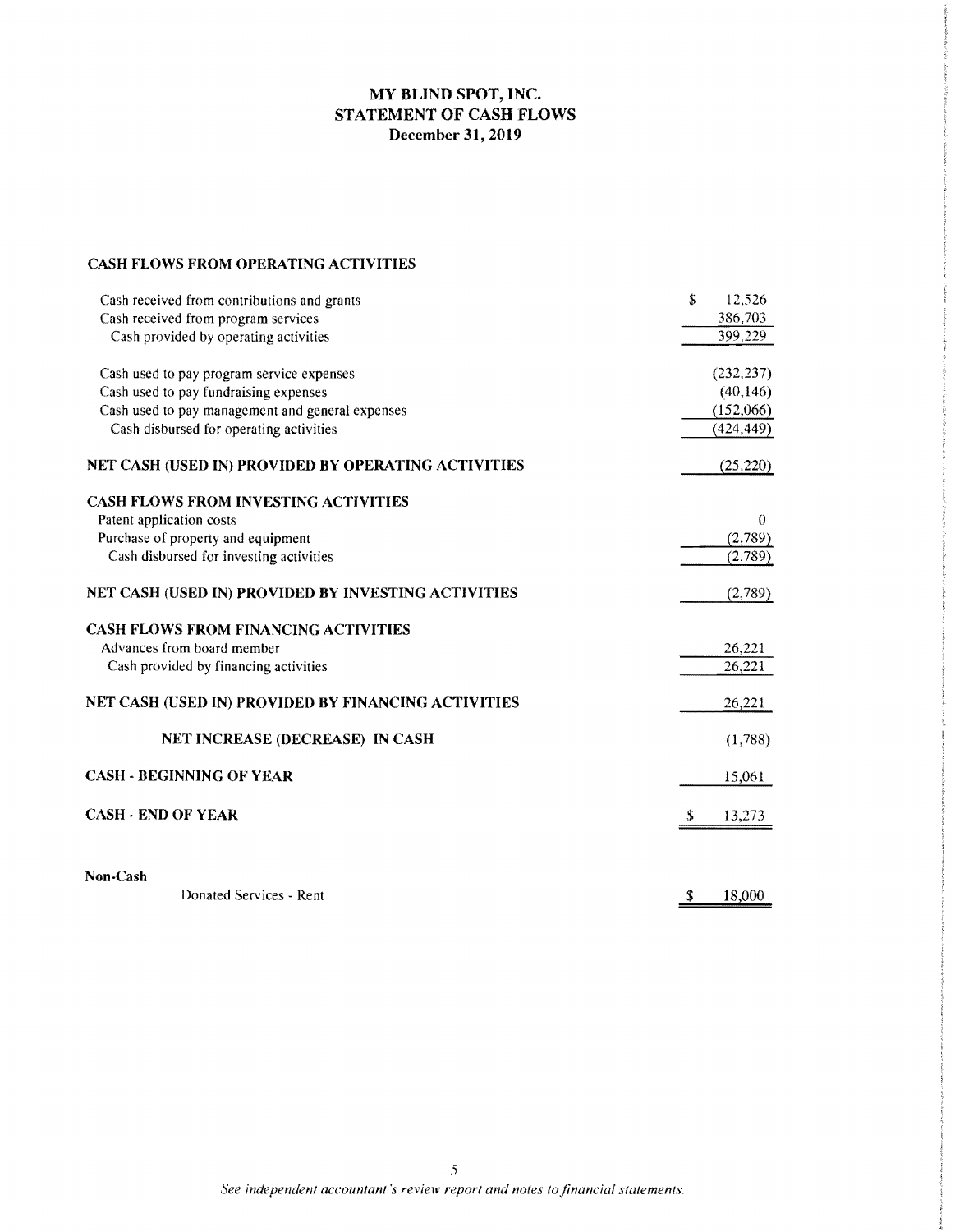# MY BLIND SPOT, INC.
## STATEMENT OF CASH FLOWS
### December 31, 2019

| | |
|---|---|
| **CASH FLOWS FROM OPERATING ACTIVITIES** | |
| Cash received from contributions and grants | $ 12,526 |
| Cash received from program services | 386,703 |
| Cash provided by operating activities | 399,229 |
| | |
| Cash used to pay program service expenses | (232,237) |
| Cash used to pay fundraising expenses | (40,146) |
| Cash used to pay management and general expenses | (152,066) |
| Cash disbursed for operating activities | (424,449) |
| | |
| **NET CASH (USED IN) PROVIDED BY OPERATING ACTIVITIES** | (25,220) |
| | |
| **CASH FLOWS FROM INVESTING ACTIVITIES** | |
| Patent application costs | 0 |
| Purchase of property and equipment | (2,789) |
| Cash disbursed for investing activities | (2,789) |
| | |
| **NET CASH (USED IN) PROVIDED BY INVESTING ACTIVITIES** | (2,789) |
| | |
| **CASH FLOWS FROM FINANCING ACTIVITIES** | |
| Advances from board member | 26,221 |
| Cash provided by financing activities | 26,221 |
| | |
| **NET CASH (USED IN) PROVIDED BY FINANCING ACTIVITIES** | 26,221 |
| | |
| **NET INCREASE (DECREASE) IN CASH** | (1,788) |
| | |
| **CASH - BEGINNING OF YEAR** | 15,061 |
| | |
| **CASH - END OF YEAR** | $ 13,273 |
| | |
| **Non-Cash** | |
| Donated Services - Rent | $ 18,000 |

*See independent accountant's review report and notes to financial statements.*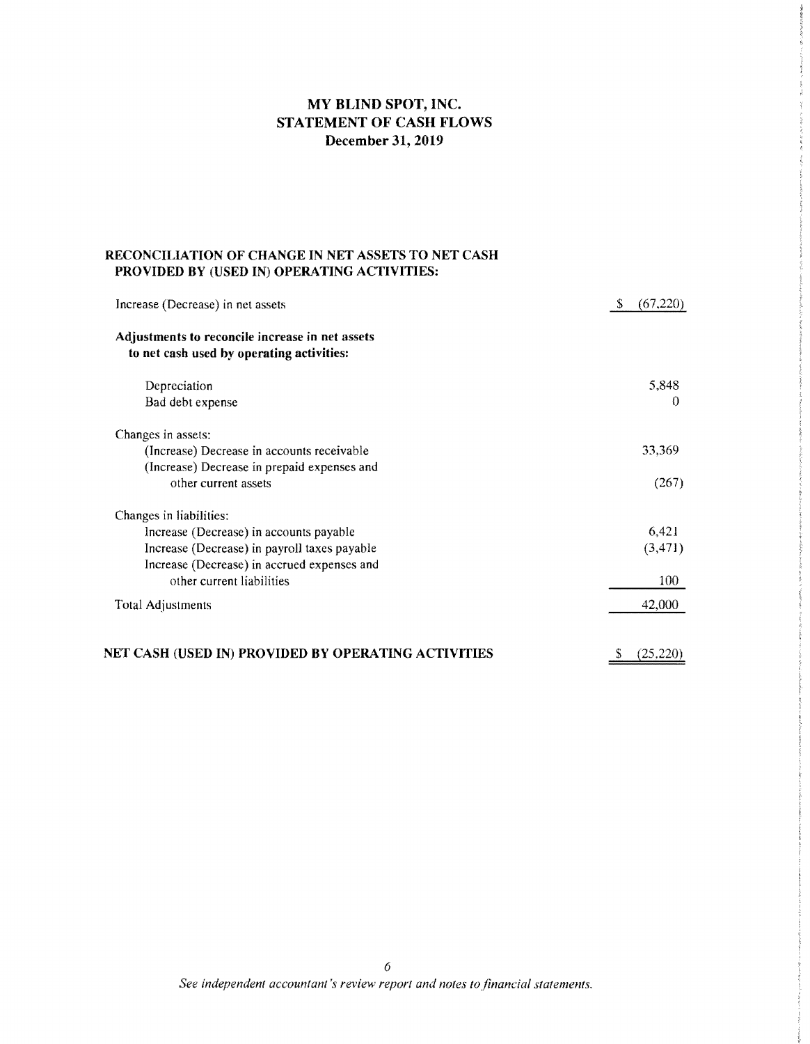# MY BLIND SPOT, INC.
# STATEMENT OF CASH FLOWS
# December 31, 2019

**RECONCILIATION OF CHANGE IN NET ASSETS TO NET CASH PROVIDED BY (USED IN) OPERATING ACTIVITIES:**

| | |
|---|---|
| Increase (Decrease) in net assets | $ (67,220) |
| **Adjustments to reconcile increase in net assets to net cash used by operating activities:** | |
| Depreciation | 5,848 |
| Bad debt expense | 0 |
| Changes in assets: | |
| (Increase) Decrease in accounts receivable | 33,369 |
| (Increase) Decrease in prepaid expenses and other current assets | (267) |
| Changes in liabilities: | |
| Increase (Decrease) in accounts payable | 6,421 |
| Increase (Decrease) in payroll taxes payable | (3,471) |
| Increase (Decrease) in accrued expenses and other current liabilities | 100 |
| Total Adjustments | 42,000 |
| **NET CASH (USED IN) PROVIDED BY OPERATING ACTIVITIES** | $ (25,220) |

*See independent accountant's review report and notes to financial statements.*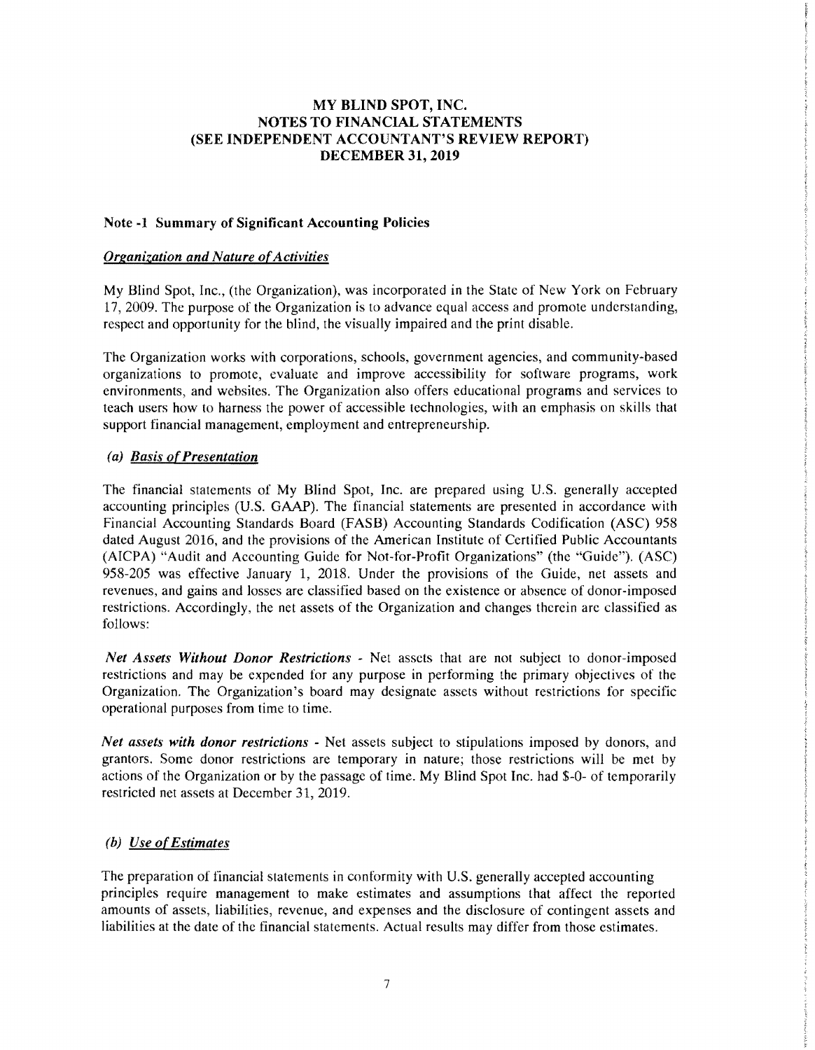**MY BLIND SPOT, INC.**
**NOTES TO FINANCIAL STATEMENTS**
**(SEE INDEPENDENT ACCOUNTANT'S REVIEW REPORT)**
**DECEMBER 31, 2019**

## Note -1 Summary of Significant Accounting Policies

***Organization and Nature of Activities***

My Blind Spot, Inc., (the Organization), was incorporated in the State of New York on February 17, 2009. The purpose of the Organization is to advance equal access and promote understanding, respect and opportunity for the blind, the visually impaired and the print disable.

The Organization works with corporations, schools, government agencies, and community-based organizations to promote, evaluate and improve accessibility for software programs, work environments, and websites. The Organization also offers educational programs and services to teach users how to harness the power of accessible technologies, with an emphasis on skills that support financial management, employment and entrepreneurship.

***(a) Basis of Presentation***

The financial statements of My Blind Spot, Inc. are prepared using U.S. generally accepted accounting principles (U.S. GAAP). The financial statements are presented in accordance with Financial Accounting Standards Board (FASB) Accounting Standards Codification (ASC) 958 dated August 2016, and the provisions of the American Institute of Certified Public Accountants (AICPA) "Audit and Accounting Guide for Not-for-Profit Organizations" (the "Guide"). (ASC) 958-205 was effective January 1, 2018. Under the provisions of the Guide, net assets and revenues, and gains and losses are classified based on the existence or absence of donor-imposed restrictions. Accordingly, the net assets of the Organization and changes therein are classified as follows:

***Net Assets Without Donor Restrictions*** - Net assets that are not subject to donor-imposed restrictions and may be expended for any purpose in performing the primary objectives of the Organization. The Organization's board may designate assets without restrictions for specific operational purposes from time to time.

***Net assets with donor restrictions*** - Net assets subject to stipulations imposed by donors, and grantors. Some donor restrictions are temporary in nature; those restrictions will be met by actions of the Organization or by the passage of time. My Blind Spot Inc. had $-0- of temporarily restricted net assets at December 31, 2019.

***(b) Use of Estimates***

The preparation of financial statements in conformity with U.S. generally accepted accounting principles require management to make estimates and assumptions that affect the reported amounts of assets, liabilities, revenue, and expenses and the disclosure of contingent assets and liabilities at the date of the financial statements. Actual results may differ from those estimates.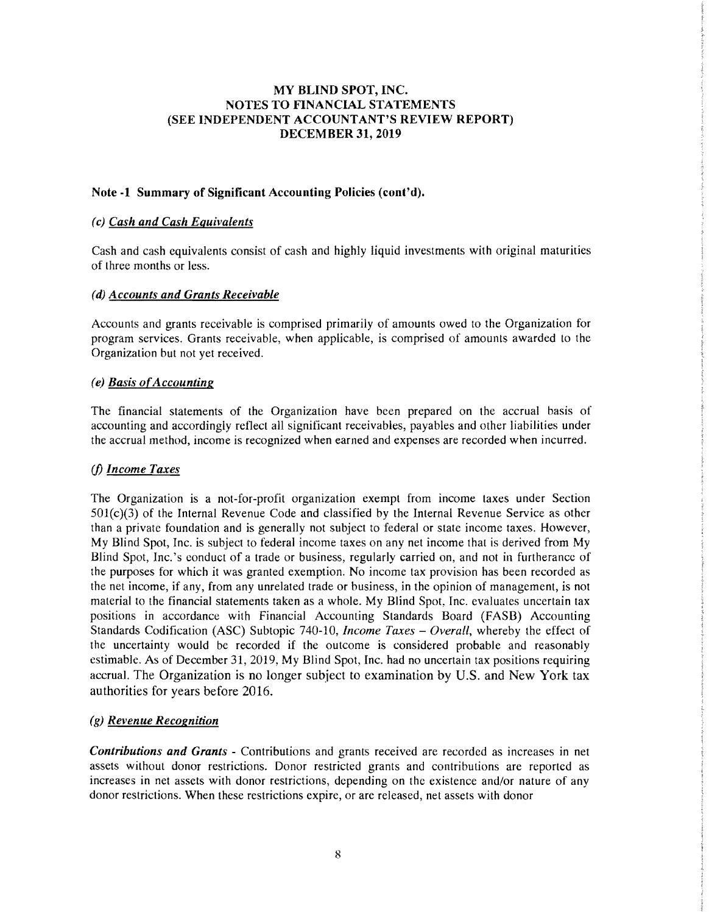# MY BLIND SPOT, INC.
## NOTES TO FINANCIAL STATEMENTS
## (SEE INDEPENDENT ACCOUNTANT'S REVIEW REPORT)
## DECEMBER 31, 2019

### Note -1 Summary of Significant Accounting Policies (cont'd).

***(c) Cash and Cash Equivalents***

Cash and cash equivalents consist of cash and highly liquid investments with original maturities of three months or less.

***(d) Accounts and Grants Receivable***

Accounts and grants receivable is comprised primarily of amounts owed to the Organization for program services. Grants receivable, when applicable, is comprised of amounts awarded to the Organization but not yet received.

***(e) Basis of Accounting***

The financial statements of the Organization have been prepared on the accrual basis of accounting and accordingly reflect all significant receivables, payables and other liabilities under the accrual method, income is recognized when earned and expenses are recorded when incurred.

***(f) Income Taxes***

The Organization is a not-for-profit organization exempt from income taxes under Section 501(c)(3) of the Internal Revenue Code and classified by the Internal Revenue Service as other than a private foundation and is generally not subject to federal or state income taxes. However, My Blind Spot, Inc. is subject to federal income taxes on any net income that is derived from My Blind Spot, Inc.'s conduct of a trade or business, regularly carried on, and not in furtherance of the purposes for which it was granted exemption. No income tax provision has been recorded as the net income, if any, from any unrelated trade or business, in the opinion of management, is not material to the financial statements taken as a whole. My Blind Spot, Inc. evaluates uncertain tax positions in accordance with Financial Accounting Standards Board (FASB) Accounting Standards Codification (ASC) Subtopic 740-10, *Income Taxes – Overall*, whereby the effect of the uncertainty would be recorded if the outcome is considered probable and reasonably estimable. As of December 31, 2019, My Blind Spot, Inc. had no uncertain tax positions requiring accrual. The Organization is no longer subject to examination by U.S. and New York tax authorities for years before 2016.

***(g) Revenue Recognition***

***Contributions and Grants*** - Contributions and grants received are recorded as increases in net assets without donor restrictions. Donor restricted grants and contributions are reported as increases in net assets with donor restrictions, depending on the existence and/or nature of any donor restrictions. When these restrictions expire, or are released, net assets with donor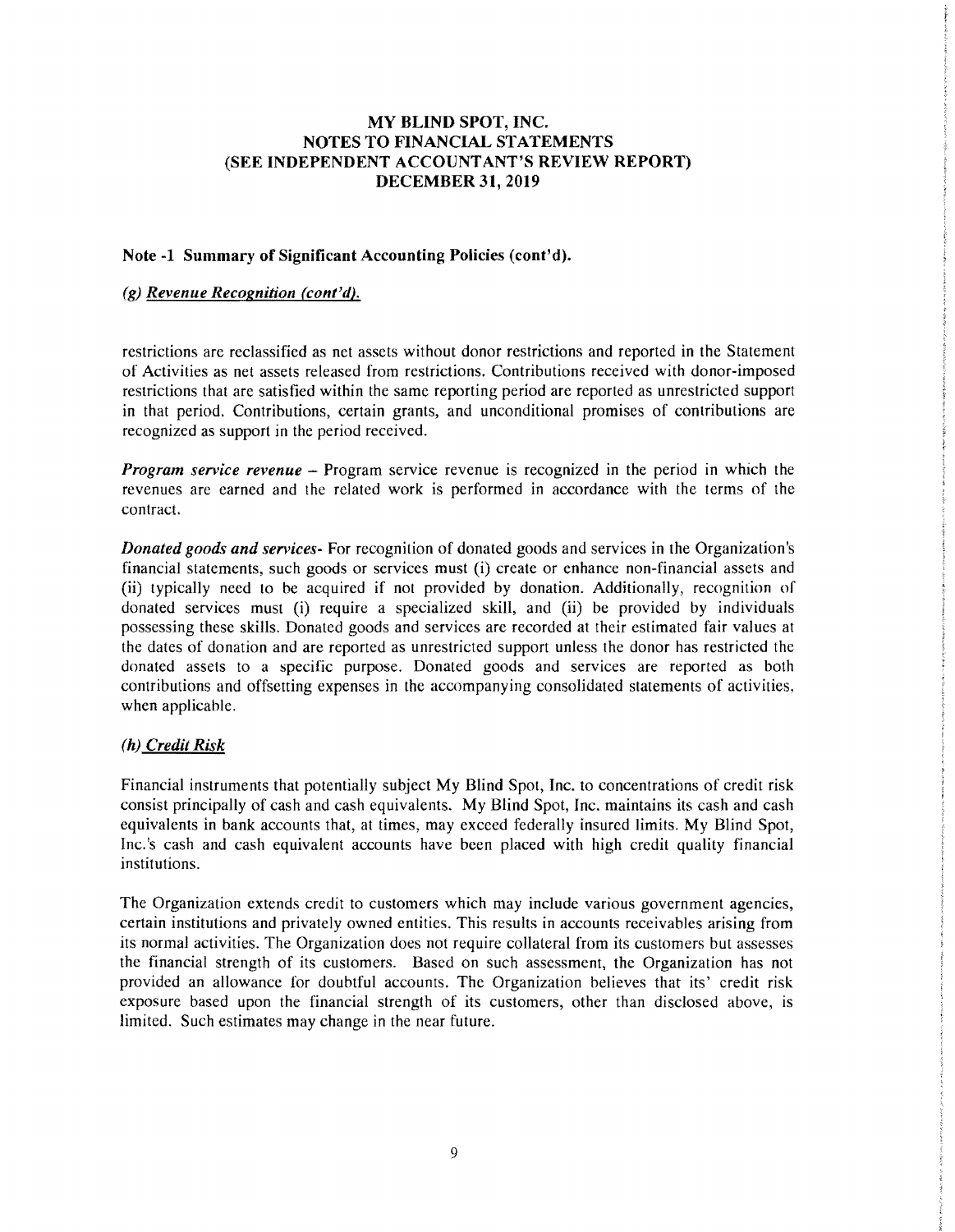# MY BLIND SPOT, INC.
# NOTES TO FINANCIAL STATEMENTS
# (SEE INDEPENDENT ACCOUNTANT'S REVIEW REPORT)
# DECEMBER 31, 2019

## Note -1 Summary of Significant Accounting Policies (cont'd).

### *(g) Revenue Recognition (cont'd).*

restrictions are reclassified as net assets without donor restrictions and reported in the Statement of Activities as net assets released from restrictions. Contributions received with donor-imposed restrictions that are satisfied within the same reporting period are reported as unrestricted support in that period. Contributions, certain grants, and unconditional promises of contributions are recognized as support in the period received.

***Program service revenue*** – Program service revenue is recognized in the period in which the revenues are earned and the related work is performed in accordance with the terms of the contract.

***Donated goods and services***- For recognition of donated goods and services in the Organization's financial statements, such goods or services must (i) create or enhance non-financial assets and (ii) typically need to be acquired if not provided by donation. Additionally, recognition of donated services must (i) require a specialized skill, and (ii) be provided by individuals possessing these skills. Donated goods and services are recorded at their estimated fair values at the dates of donation and are reported as unrestricted support unless the donor has restricted the donated assets to a specific purpose. Donated goods and services are reported as both contributions and offsetting expenses in the accompanying consolidated statements of activities, when applicable.

### *(h) Credit Risk*

Financial instruments that potentially subject My Blind Spot, Inc. to concentrations of credit risk consist principally of cash and cash equivalents. My Blind Spot, Inc. maintains its cash and cash equivalents in bank accounts that, at times, may exceed federally insured limits. My Blind Spot, Inc.'s cash and cash equivalent accounts have been placed with high credit quality financial institutions.

The Organization extends credit to customers which may include various government agencies, certain institutions and privately owned entities. This results in accounts receivables arising from its normal activities. The Organization does not require collateral from its customers but assesses the financial strength of its customers. Based on such assessment, the Organization has not provided an allowance for doubtful accounts. The Organization believes that its' credit risk exposure based upon the financial strength of its customers, other than disclosed above, is limited. Such estimates may change in the near future.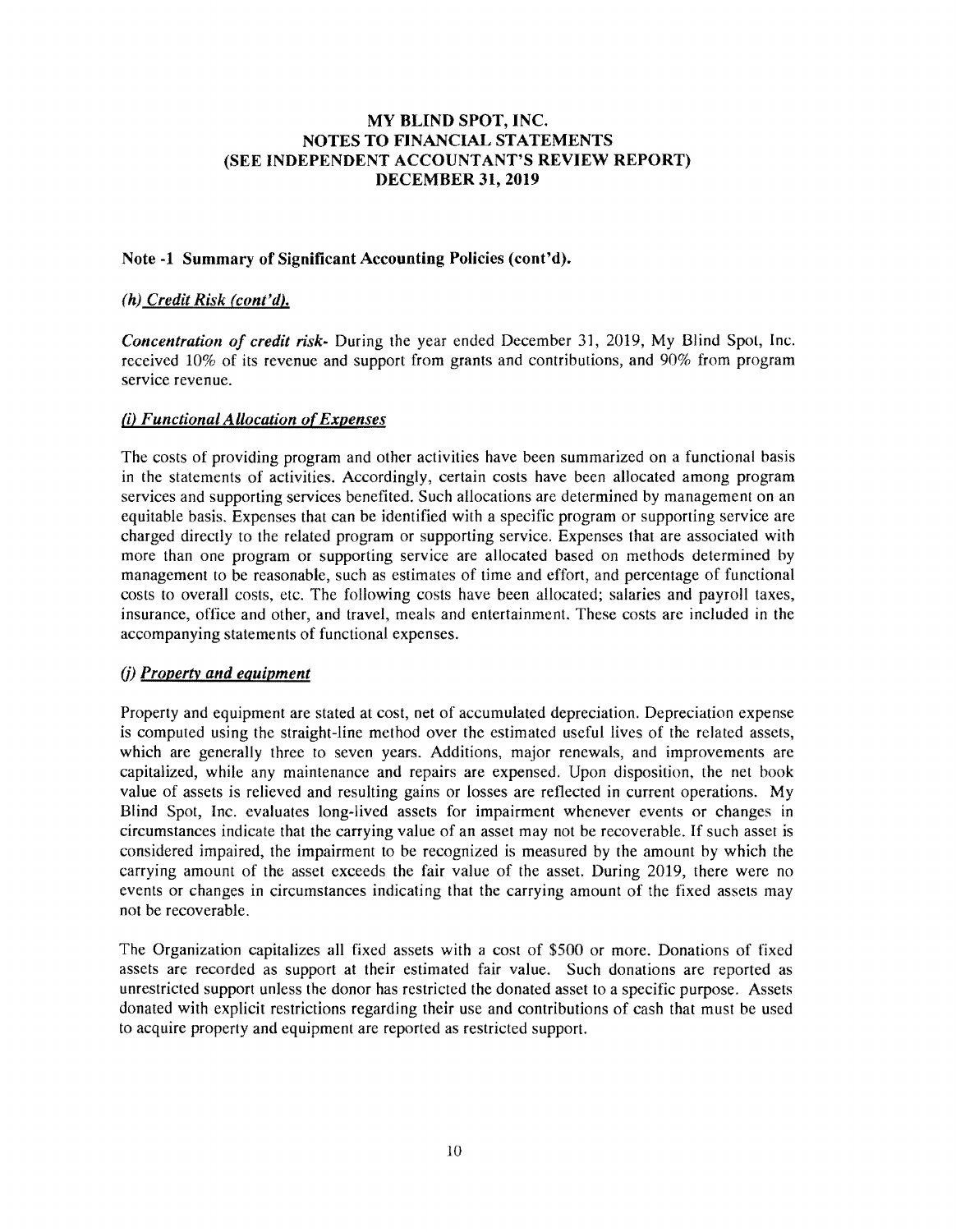# MY BLIND SPOT, INC.
# NOTES TO FINANCIAL STATEMENTS
# (SEE INDEPENDENT ACCOUNTANT'S REVIEW REPORT)
# DECEMBER 31, 2019

## Note -1 Summary of Significant Accounting Policies (cont'd).

### *(h) Credit Risk (cont'd).*

***Concentration of credit risk*-** During the year ended December 31, 2019, My Blind Spot, Inc. received 10% of its revenue and support from grants and contributions, and 90% from program service revenue.

### *(i) Functional Allocation of Expenses*

The costs of providing program and other activities have been summarized on a functional basis in the statements of activities. Accordingly, certain costs have been allocated among program services and supporting services benefited. Such allocations are determined by management on an equitable basis. Expenses that can be identified with a specific program or supporting service are charged directly to the related program or supporting service. Expenses that are associated with more than one program or supporting service are allocated based on methods determined by management to be reasonable, such as estimates of time and effort, and percentage of functional costs to overall costs, etc. The following costs have been allocated; salaries and payroll taxes, insurance, office and other, and travel, meals and entertainment. These costs are included in the accompanying statements of functional expenses.

### *(j) Property and equipment*

Property and equipment are stated at cost, net of accumulated depreciation. Depreciation expense is computed using the straight-line method over the estimated useful lives of the related assets, which are generally three to seven years. Additions, major renewals, and improvements are capitalized, while any maintenance and repairs are expensed. Upon disposition, the net book value of assets is relieved and resulting gains or losses are reflected in current operations. My Blind Spot, Inc. evaluates long-lived assets for impairment whenever events or changes in circumstances indicate that the carrying value of an asset may not be recoverable. If such asset is considered impaired, the impairment to be recognized is measured by the amount by which the carrying amount of the asset exceeds the fair value of the asset. During 2019, there were no events or changes in circumstances indicating that the carrying amount of the fixed assets may not be recoverable.

The Organization capitalizes all fixed assets with a cost of $500 or more. Donations of fixed assets are recorded as support at their estimated fair value. Such donations are reported as unrestricted support unless the donor has restricted the donated asset to a specific purpose. Assets donated with explicit restrictions regarding their use and contributions of cash that must be used to acquire property and equipment are reported as restricted support.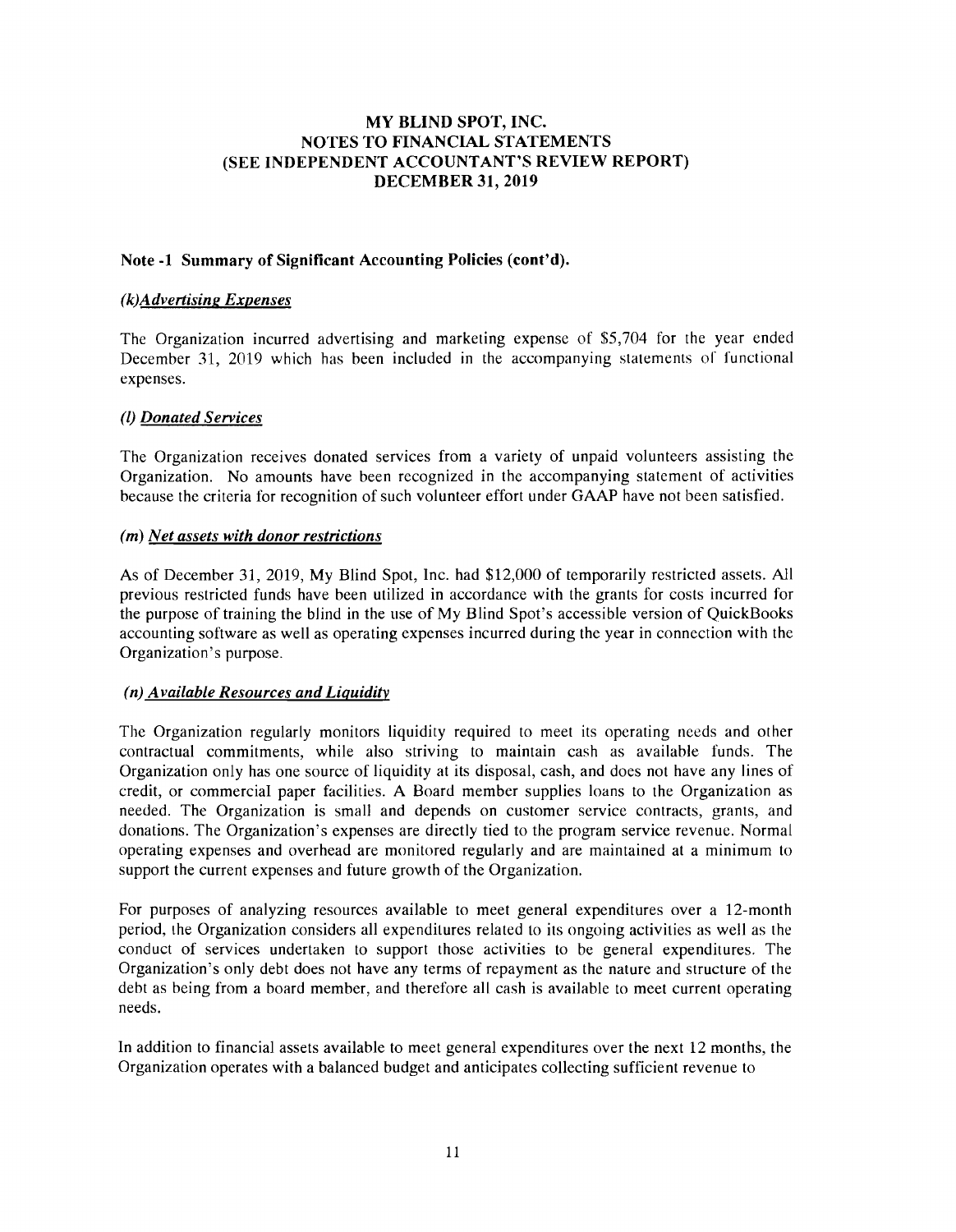# MY BLIND SPOT, INC.
# NOTES TO FINANCIAL STATEMENTS
# (SEE INDEPENDENT ACCOUNTANT'S REVIEW REPORT)
# DECEMBER 31, 2019

## Note -1 Summary of Significant Accounting Policies (cont'd).

### *(k)Advertising Expenses*

The Organization incurred advertising and marketing expense of $5,704 for the year ended December 31, 2019 which has been included in the accompanying statements of functional expenses.

### *(l) Donated Services*

The Organization receives donated services from a variety of unpaid volunteers assisting the Organization. No amounts have been recognized in the accompanying statement of activities because the criteria for recognition of such volunteer effort under GAAP have not been satisfied.

### *(m) Net assets with donor restrictions*

As of December 31, 2019, My Blind Spot, Inc. had $12,000 of temporarily restricted assets. All previous restricted funds have been utilized in accordance with the grants for costs incurred for the purpose of training the blind in the use of My Blind Spot's accessible version of QuickBooks accounting software as well as operating expenses incurred during the year in connection with the Organization's purpose.

### *(n) Available Resources and Liquidity*

The Organization regularly monitors liquidity required to meet its operating needs and other contractual commitments, while also striving to maintain cash as available funds. The Organization only has one source of liquidity at its disposal, cash, and does not have any lines of credit, or commercial paper facilities. A Board member supplies loans to the Organization as needed. The Organization is small and depends on customer service contracts, grants, and donations. The Organization's expenses are directly tied to the program service revenue. Normal operating expenses and overhead are monitored regularly and are maintained at a minimum to support the current expenses and future growth of the Organization.

For purposes of analyzing resources available to meet general expenditures over a 12-month period, the Organization considers all expenditures related to its ongoing activities as well as the conduct of services undertaken to support those activities to be general expenditures. The Organization's only debt does not have any terms of repayment as the nature and structure of the debt as being from a board member, and therefore all cash is available to meet current operating needs.

In addition to financial assets available to meet general expenditures over the next 12 months, the Organization operates with a balanced budget and anticipates collecting sufficient revenue to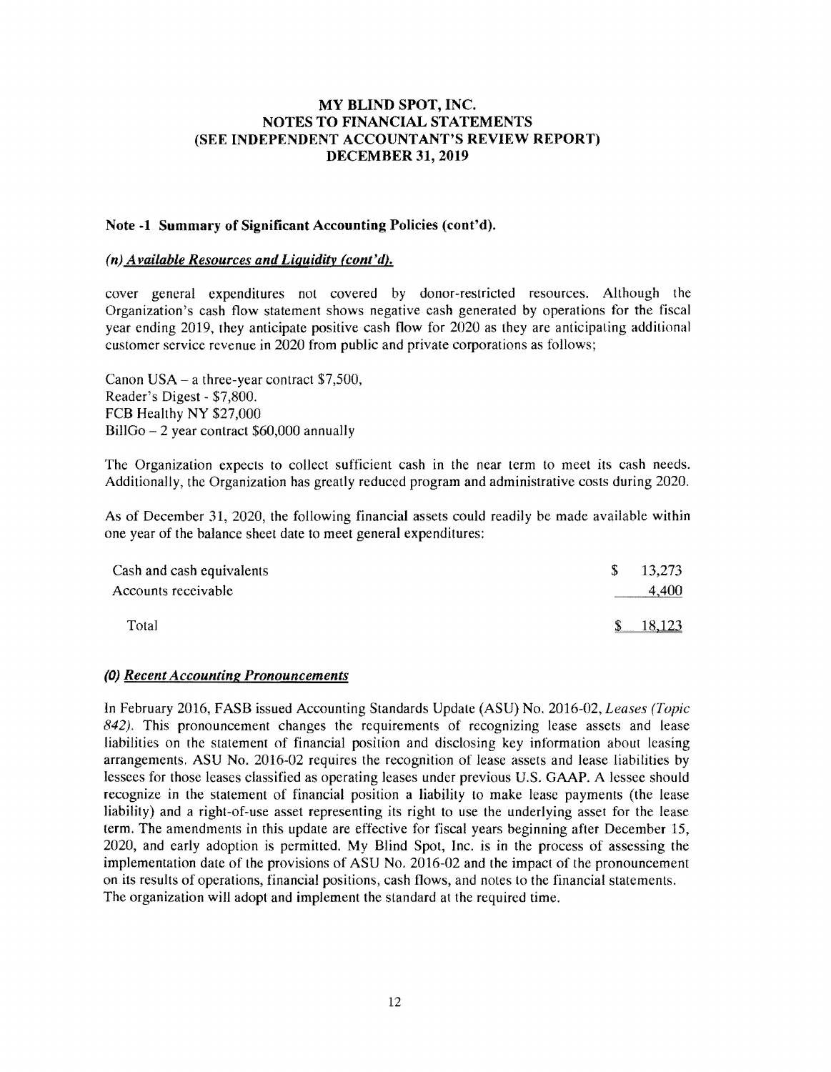# MY BLIND SPOT, INC.
# NOTES TO FINANCIAL STATEMENTS
# (SEE INDEPENDENT ACCOUNTANT'S REVIEW REPORT)
# DECEMBER 31, 2019

### Note -1 Summary of Significant Accounting Policies (cont'd).

#### *(n) Available Resources and Liquidity (cont'd).*

cover general expenditures not covered by donor-restricted resources. Although the Organization's cash flow statement shows negative cash generated by operations for the fiscal year ending 2019, they anticipate positive cash flow for 2020 as they are anticipating additional customer service revenue in 2020 from public and private corporations as follows;

Canon USA – a three-year contract $7,500,
Reader's Digest - $7,800.
FCB Healthy NY $27,000
BillGo – 2 year contract $60,000 annually

The Organization expects to collect sufficient cash in the near term to meet its cash needs. Additionally, the Organization has greatly reduced program and administrative costs during 2020.

As of December 31, 2020, the following financial assets could readily be made available within one year of the balance sheet date to meet general expenditures:

| | |
|---|---|
| Cash and cash equivalents | $ 13,273 |
| Accounts receivable | 4,400 |
| Total | $ 18,123 |

#### *(0) Recent Accounting Pronouncements*

In February 2016, FASB issued Accounting Standards Update (ASU) No. 2016-02, *Leases (Topic 842)*. This pronouncement changes the requirements of recognizing lease assets and lease liabilities on the statement of financial position and disclosing key information about leasing arrangements. ASU No. 2016-02 requires the recognition of lease assets and lease liabilities by lessees for those leases classified as operating leases under previous U.S. GAAP. A lessee should recognize in the statement of financial position a liability to make lease payments (the lease liability) and a right-of-use asset representing its right to use the underlying asset for the lease term. The amendments in this update are effective for fiscal years beginning after December 15, 2020, and early adoption is permitted. My Blind Spot, Inc. is in the process of assessing the implementation date of the provisions of ASU No. 2016-02 and the impact of the pronouncement on its results of operations, financial positions, cash flows, and notes to the financial statements. The organization will adopt and implement the standard at the required time.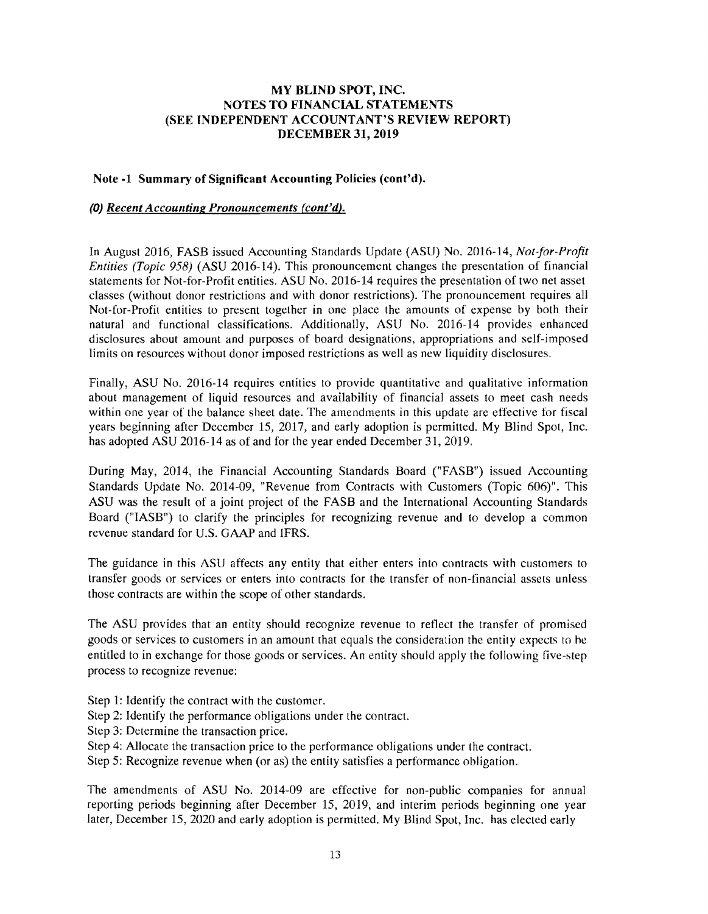# MY BLIND SPOT, INC.
# NOTES TO FINANCIAL STATEMENTS
# (SEE INDEPENDENT ACCOUNTANT'S REVIEW REPORT)
# DECEMBER 31, 2019

**Note -1 Summary of Significant Accounting Policies (cont'd).**

***(O) Recent Accounting Pronouncements (cont'd).***

In August 2016, FASB issued Accounting Standards Update (ASU) No. 2016-14, *Not-for-Profit Entities (Topic 958)* (ASU 2016-14). This pronouncement changes the presentation of financial statements for Not-for-Profit entities. ASU No. 2016-14 requires the presentation of two net asset classes (without donor restrictions and with donor restrictions). The pronouncement requires all Not-for-Profit entities to present together in one place the amounts of expense by both their natural and functional classifications. Additionally, ASU No. 2016-14 provides enhanced disclosures about amount and purposes of board designations, appropriations and self-imposed limits on resources without donor imposed restrictions as well as new liquidity disclosures.

Finally, ASU No. 2016-14 requires entities to provide quantitative and qualitative information about management of liquid resources and availability of financial assets to meet cash needs within one year of the balance sheet date. The amendments in this update are effective for fiscal years beginning after December 15, 2017, and early adoption is permitted. My Blind Spot, Inc. has adopted ASU 2016-14 as of and for the year ended December 31, 2019.

During May, 2014, the Financial Accounting Standards Board ("FASB") issued Accounting Standards Update No. 2014-09, "Revenue from Contracts with Customers (Topic 606)". This ASU was the result of a joint project of the FASB and the International Accounting Standards Board ("IASB") to clarify the principles for recognizing revenue and to develop a common revenue standard for U.S. GAAP and IFRS.

The guidance in this ASU affects any entity that either enters into contracts with customers to transfer goods or services or enters into contracts for the transfer of non-financial assets unless those contracts are within the scope of other standards.

The ASU provides that an entity should recognize revenue to reflect the transfer of promised goods or services to customers in an amount that equals the consideration the entity expects to be entitled to in exchange for those goods or services. An entity should apply the following five-step process to recognize revenue:

Step 1: Identify the contract with the customer.
Step 2: Identify the performance obligations under the contract.
Step 3: Determine the transaction price.
Step 4: Allocate the transaction price to the performance obligations under the contract.
Step 5: Recognize revenue when (or as) the entity satisfies a performance obligation.

The amendments of ASU No. 2014-09 are effective for non-public companies for annual reporting periods beginning after December 15, 2019, and interim periods beginning one year later, December 15, 2020 and early adoption is permitted. My Blind Spot, Inc. has elected early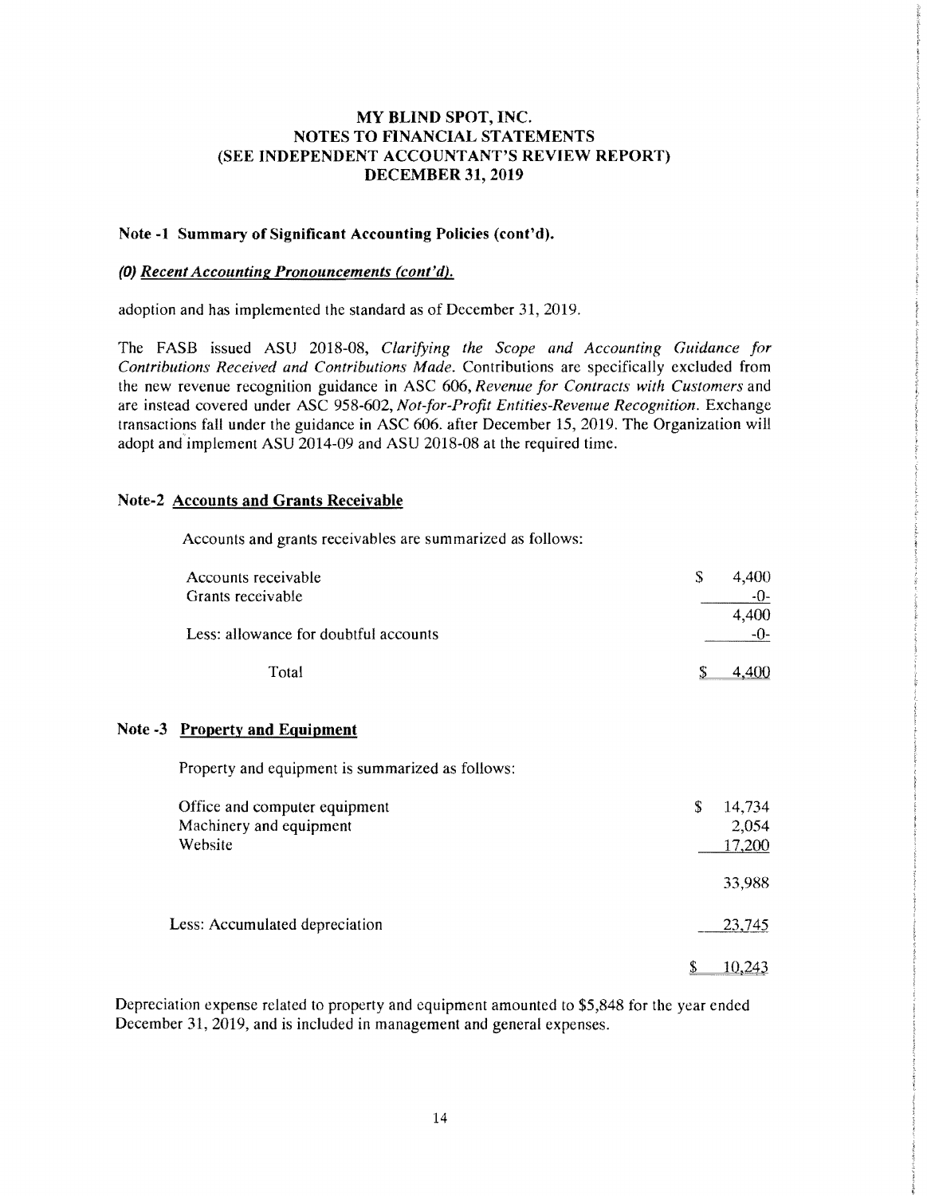# MY BLIND SPOT, INC.
# NOTES TO FINANCIAL STATEMENTS
# (SEE INDEPENDENT ACCOUNTANT'S REVIEW REPORT)
# DECEMBER 31, 2019

## Note -1 Summary of Significant Accounting Policies (cont'd).

### *(0) Recent Accounting Pronouncements (cont'd).*

adoption and has implemented the standard as of December 31, 2019.

The FASB issued ASU 2018-08, *Clarifying the Scope and Accounting Guidance for Contributions Received and Contributions Made.* Contributions are specifically excluded from the new revenue recognition guidance in ASC 606, *Revenue for Contracts with Customers* and are instead covered under ASC 958-602, *Not-for-Profit Entities-Revenue Recognition.* Exchange transactions fall under the guidance in ASC 606. after December 15, 2019. The Organization will adopt and implement ASU 2014-09 and ASU 2018-08 at the required time.

## Note-2 Accounts and Grants Receivable

Accounts and grants receivables are summarized as follows:

| | |
|---|---|
| Accounts receivable | $ 4,400 |
| Grants receivable | -0- |
| | 4,400 |
| Less: allowance for doubtful accounts | -0- |
| Total | $ 4,400 |

## Note -3 Property and Equipment

Property and equipment is summarized as follows:

| | |
|---|---|
| Office and computer equipment | $ 14,734 |
| Machinery and equipment | 2,054 |
| Website | 17,200 |
| | 33,988 |
| Less: Accumulated depreciation | 23,745 |
| | $ 10,243 |

Depreciation expense related to property and equipment amounted to $5,848 for the year ended December 31, 2019, and is included in management and general expenses.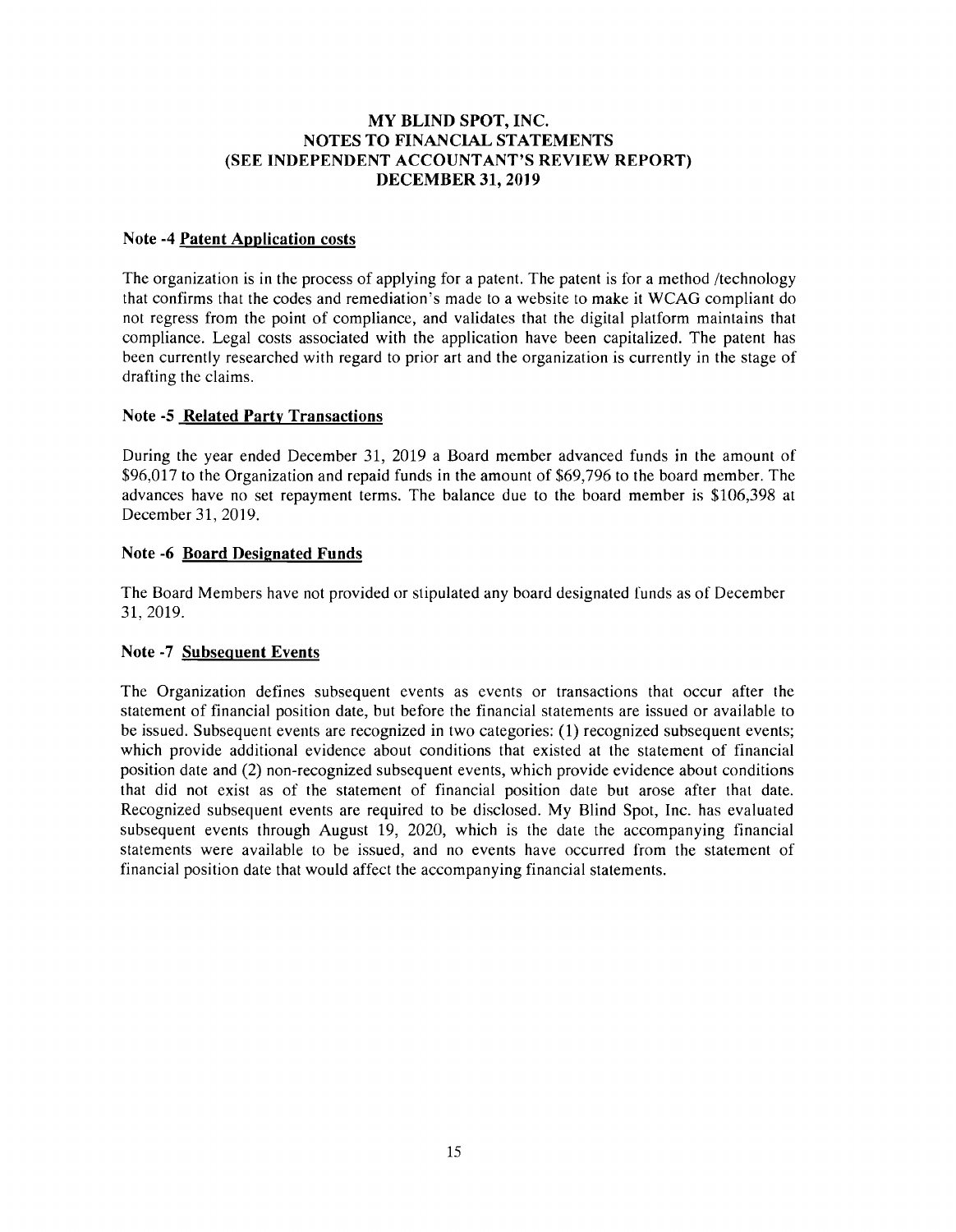# MY BLIND SPOT, INC.
# NOTES TO FINANCIAL STATEMENTS
# (SEE INDEPENDENT ACCOUNTANT'S REVIEW REPORT)
# DECEMBER 31, 2019

**Note -4 Patent Application costs**

The organization is in the process of applying for a patent. The patent is for a method /technology that confirms that the codes and remediation's made to a website to make it WCAG compliant do not regress from the point of compliance, and validates that the digital platform maintains that compliance. Legal costs associated with the application have been capitalized. The patent has been currently researched with regard to prior art and the organization is currently in the stage of drafting the claims.

**Note -5 Related Party Transactions**

During the year ended December 31, 2019 a Board member advanced funds in the amount of $96,017 to the Organization and repaid funds in the amount of $69,796 to the board member. The advances have no set repayment terms. The balance due to the board member is $106,398 at December 31, 2019.

**Note -6 Board Designated Funds**

The Board Members have not provided or stipulated any board designated funds as of December 31, 2019.

**Note -7 Subsequent Events**

The Organization defines subsequent events as events or transactions that occur after the statement of financial position date, but before the financial statements are issued or available to be issued. Subsequent events are recognized in two categories: (1) recognized subsequent events; which provide additional evidence about conditions that existed at the statement of financial position date and (2) non-recognized subsequent events, which provide evidence about conditions that did not exist as of the statement of financial position date but arose after that date. Recognized subsequent events are required to be disclosed. My Blind Spot, Inc. has evaluated subsequent events through August 19, 2020, which is the date the accompanying financial statements were available to be issued, and no events have occurred from the statement of financial position date that would affect the accompanying financial statements.